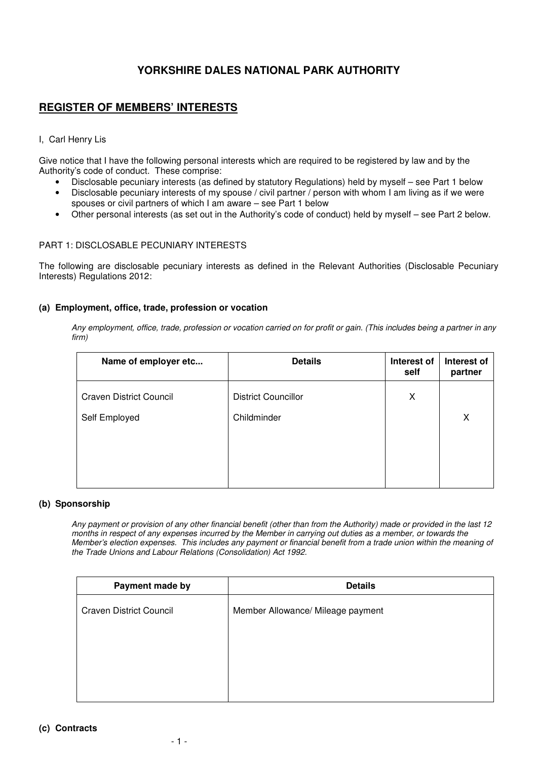# YORKSHIRE DALES NATIONAL PARK AUTHORITY

## REGISTER OF MEMBERS' INTERESTS

I, Carl Henry Lis

Give notice that I have the following personal interests which are required to be registered by law and by the Authority's code of conduct. These comprise:

- Disclosable pecuniary interests (as defined by statutory Regulations) held by myself – see Part 1 below
- Disclosable pecuniary interests of my spouse / civil partner / person with whom I am living as if we were spouses or civil partners of which I am aware – see Part 1 below
- Other personal interests (as set out in the Authority's code of conduct) held by myself – see Part 2 below.

PART 1: DISCLOSABLE PECUNIARY INTERESTS

The following are disclosable pecuniary interests as defined in the Relevant Authorities (Disclosable Pecuniary Interests) Regulations 2012:

### (a) Employment, office, trade, profession or vocation

*Any employment, office, trade, profession or vocation carried on for profit or gain. (This includes being a partner in any firm)*

| Name of employer etc... | Details | Interest of self | Interest of partner |
|---|---|---|---|
| Craven District Council | District Councillor | X | |
| Self Employed | Childminder | | X |

### (b) Sponsorship

*Any payment or provision of any other financial benefit (other than from the Authority) made or provided in the last 12 months in respect of any expenses incurred by the Member in carrying out duties as a member, or towards the Member's election expenses. This includes any payment or financial benefit from a trade union within the meaning of the Trade Unions and Labour Relations (Consolidation) Act 1992.*

| Payment made by | Details |
|---|---|
| Craven District Council | Member Allowance/ Mileage payment |

### (c) Contracts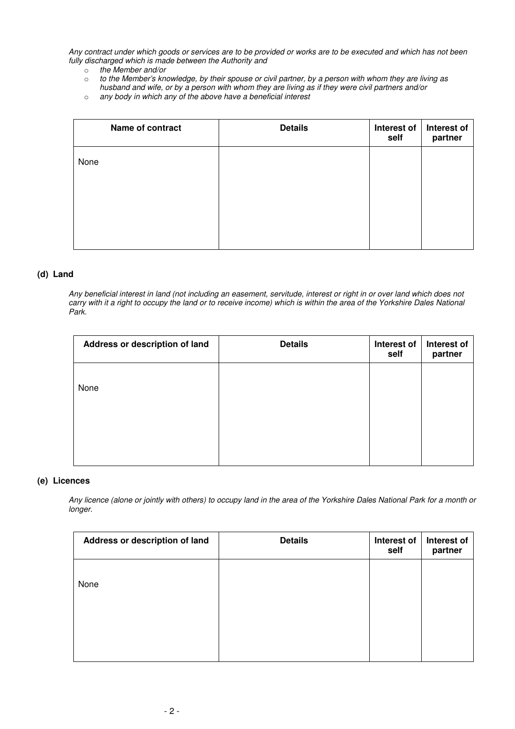*Any contract under which goods or services are to be provided or works are to be executed and which has not been fully discharged which is made between the Authority and*

- *the Member and/or*
- *to the Member's knowledge, by their spouse or civil partner, by a person with whom they are living as husband and wife, or by a person with whom they are living as if they were civil partners and/or*
- *any body in which any of the above have a beneficial interest*

| Name of contract | Details | Interest of self | Interest of partner |
|---|---|---|---|
| None | | | |

### (d) Land

*Any beneficial interest in land (not including an easement, servitude, interest or right in or over land which does not carry with it a right to occupy the land or to receive income) which is within the area of the Yorkshire Dales National Park.*

| Address or description of land | Details | Interest of self | Interest of partner |
|---|---|---|---|
| None | | | |

### (e) Licences

*Any licence (alone or jointly with others) to occupy land in the area of the Yorkshire Dales National Park for a month or longer.*

| Address or description of land | Details | Interest of self | Interest of partner |
|---|---|---|---|
| None | | | |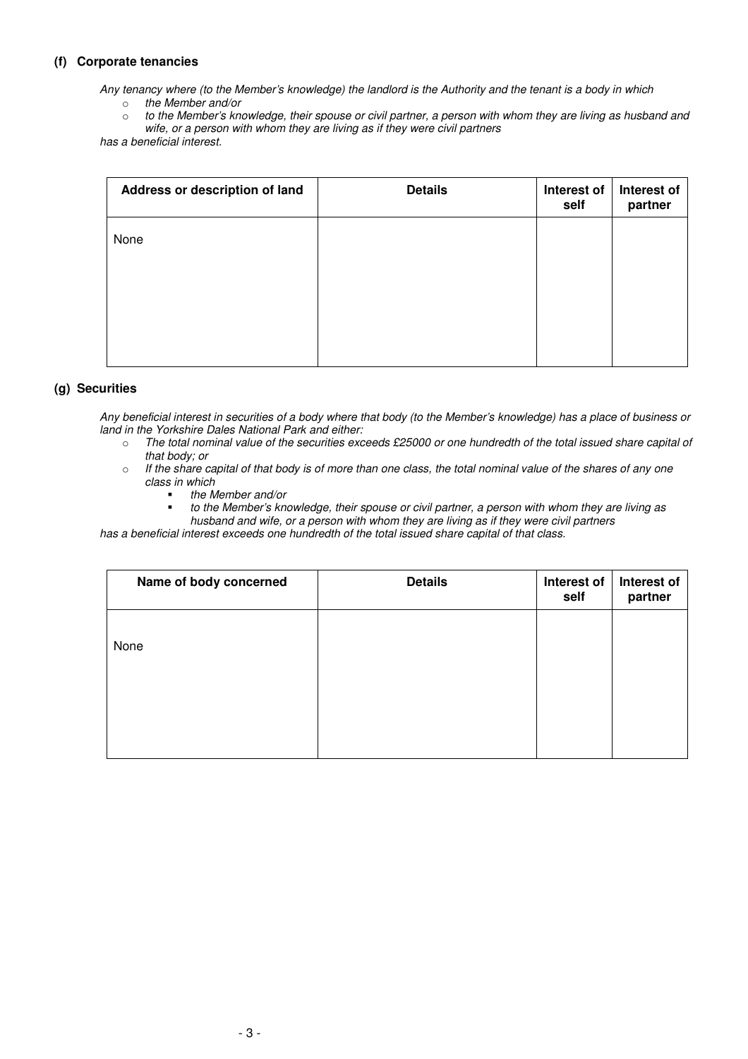### (f) Corporate tenancies

*Any tenancy where (to the Member's knowledge) the landlord is the Authority and the tenant is a body in which*

- *the Member and/or*
- *to the Member's knowledge, their spouse or civil partner, a person with whom they are living as husband and wife, or a person with whom they are living as if they were civil partners*

*has a beneficial interest.*

| Address or description of land | Details | Interest of self | Interest of partner |
|---|---|---|---|
| None | | | |

### (g) Securities

*Any beneficial interest in securities of a body where that body (to the Member's knowledge) has a place of business or land in the Yorkshire Dales National Park and either:*

- *The total nominal value of the securities exceeds £25000 or one hundredth of the total issued share capital of that body; or*
- *If the share capital of that body is of more than one class, the total nominal value of the shares of any one class in which*
  - *the Member and/or*
  - *to the Member's knowledge, their spouse or civil partner, a person with whom they are living as husband and wife, or a person with whom they are living as if they were civil partners*

*has a beneficial interest exceeds one hundredth of the total issued share capital of that class.*

| Name of body concerned | Details | Interest of self | Interest of partner |
|---|---|---|---|
| None | | | |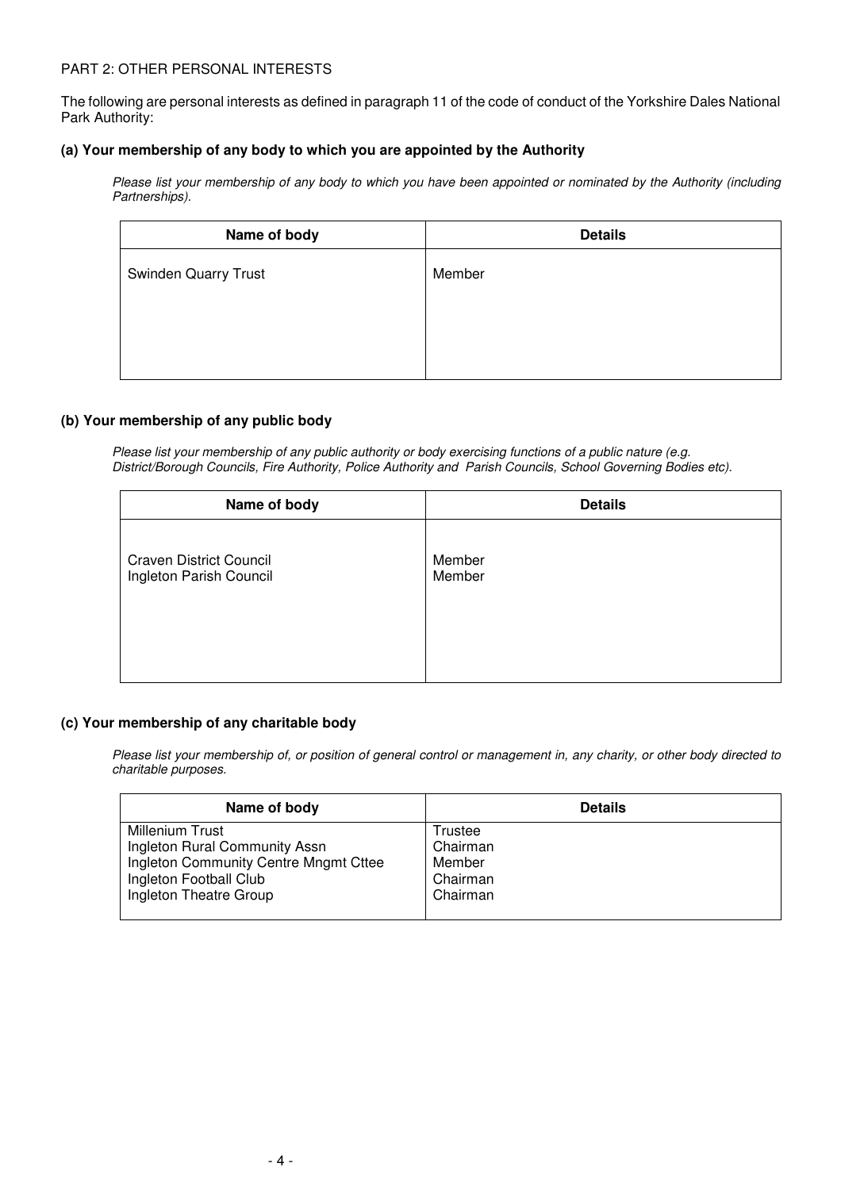PART 2: OTHER PERSONAL INTERESTS

The following are personal interests as defined in paragraph 11 of the code of conduct of the Yorkshire Dales National Park Authority:

### (a) Your membership of any body to which you are appointed by the Authority

*Please list your membership of any body to which you have been appointed or nominated by the Authority (including Partnerships).*

| Name of body | Details |
|---|---|
| Swinden Quarry Trust | Member |

### (b) Your membership of any public body

*Please list your membership of any public authority or body exercising functions of a public nature (e.g. District/Borough Councils, Fire Authority, Police Authority and Parish Councils, School Governing Bodies etc).*

| Name of body | Details |
|---|---|
| Craven District Council | Member |
| Ingleton Parish Council | Member |

### (c) Your membership of any charitable body

*Please list your membership of, or position of general control or management in, any charity, or other body directed to charitable purposes.*

| Name of body | Details |
|---|---|
| Millenium Trust | Trustee |
| Ingleton Rural Community Assn | Chairman |
| Ingleton Community Centre Mngmt Cttee | Member |
| Ingleton Football Club | Chairman |
| Ingleton Theatre Group | Chairman |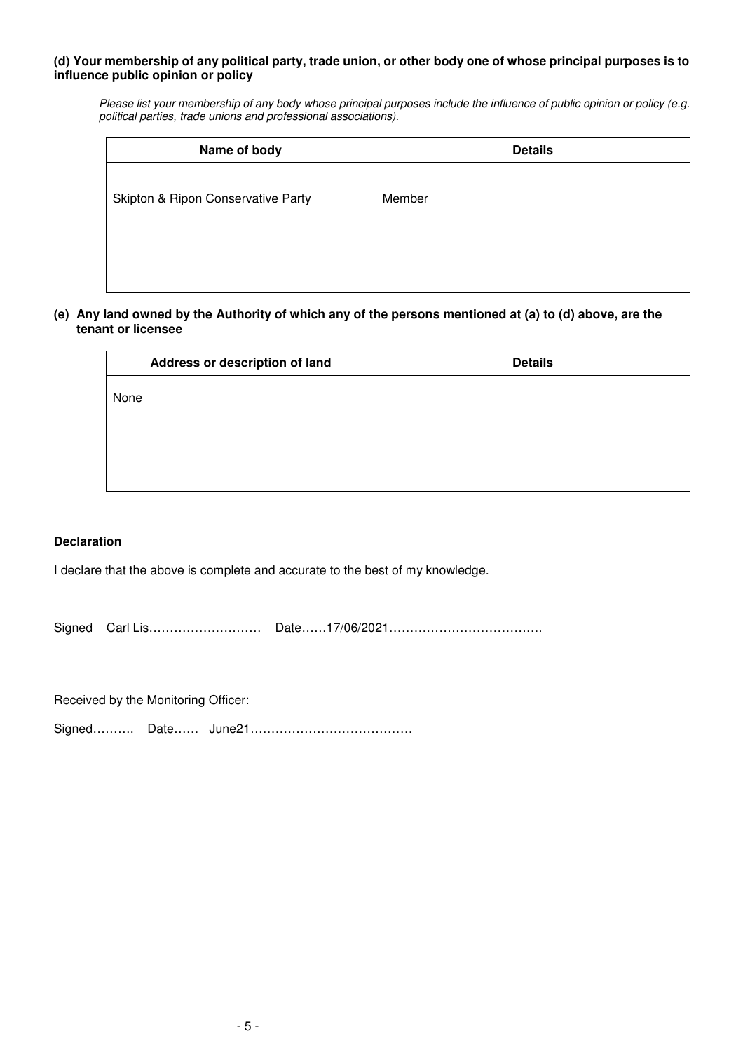**(d) Your membership of any political party, trade union, or other body one of whose principal purposes is to influence public opinion or policy**

*Please list your membership of any body whose principal purposes include the influence of public opinion or policy (e.g. political parties, trade unions and professional associations).*

| Name of body | Details |
|---|---|
| Skipton & Ripon Conservative Party | Member |

**(e) Any land owned by the Authority of which any of the persons mentioned at (a) to (d) above, are the tenant or licensee**

| Address or description of land | Details |
|---|---|
| None | |

**Declaration**

I declare that the above is complete and accurate to the best of my knowledge.

Signed Carl Lis……………………… Date……17/06/2021……………………………….

Received by the Monitoring Officer:

Signed………. Date…… June21…………………………………